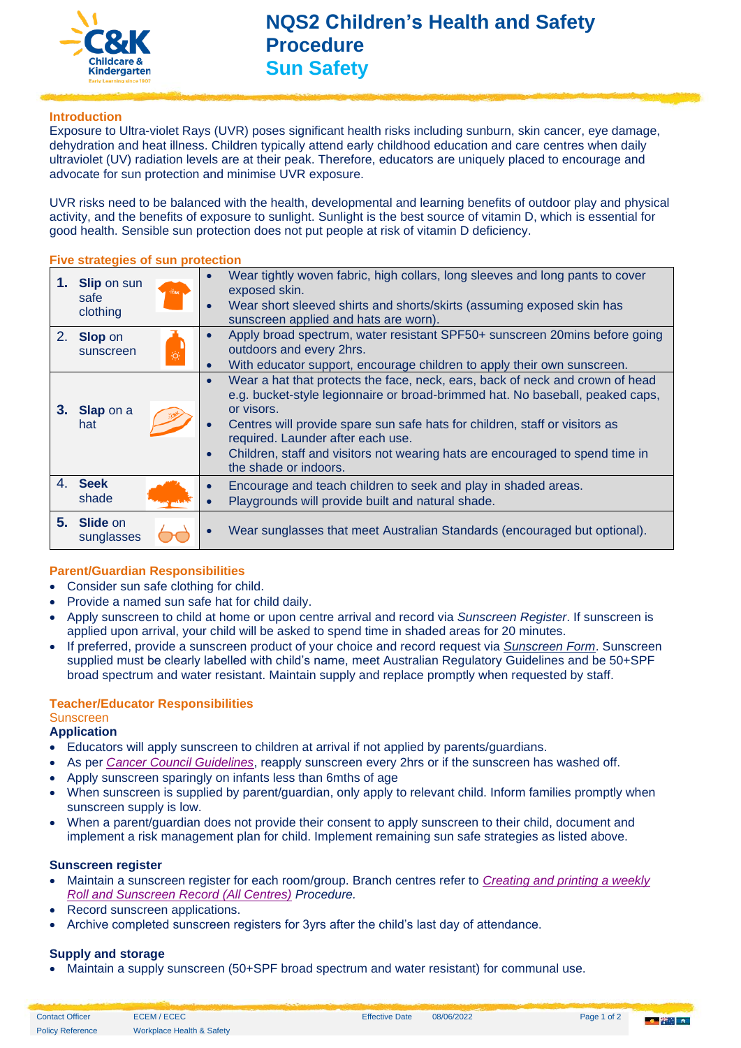# NQS2 Children's Health and Safety Procedure

## Sun Safety

### Introduction

Exposure to Ultra-violet Rays (UVR) poses significant health risks including sunburn, skin cancer, eye damage, dehydration and heat illness. Children typically attend early childhood education and care centres when daily ultraviolet (UV) radiation levels are at their peak. Therefore, educators are uniquely placed to encourage and advocate for sun protection and minimise UVR exposure.

UVR risks need to be balanced with the health, developmental and learning benefits of outdoor play and physical activity, and the benefits of exposure to sunlight. Sunlight is the best source of vitamin D, which is essential for good health. Sensible sun protection does not put people at risk of vitamin D deficiency.

### Five strategies of sun protection

| Strategy | Details |
|---|---|
| 1. **Slip** on sun safe clothing | • Wear tightly woven fabric, high collars, long sleeves and long pants to cover exposed skin.<br>• Wear short sleeved shirts and shorts/skirts (assuming exposed skin has sunscreen applied and hats are worn). |
| 2. **Slop** on sunscreen | • Apply broad spectrum, water resistant SPF50+ sunscreen 20mins before going outdoors and every 2hrs.<br>• With educator support, encourage children to apply their own sunscreen. |
| 3. **Slap** on a hat | • Wear a hat that protects the face, neck, ears, back of neck and crown of head e.g. bucket-style legionnaire or broad-brimmed hat. No baseball, peaked caps, or visors.<br>• Centres will provide spare sun safe hats for children, staff or visitors as required. Launder after each use.<br>• Children, staff and visitors not wearing hats are encouraged to spend time in the shade or indoors. |
| 4. **Seek** shade | • Encourage and teach children to seek and play in shaded areas.<br>• Playgrounds will provide built and natural shade. |
| 5. **Slide** on sunglasses | • Wear sunglasses that meet Australian Standards (encouraged but optional). |

### Parent/Guardian Responsibilities

- Consider sun safe clothing for child.
- Provide a named sun safe hat for child daily.
- Apply sunscreen to child at home or upon centre arrival and record via *Sunscreen Register*. If sunscreen is applied upon arrival, your child will be asked to spend time in shaded areas for 20 minutes.
- If preferred, provide a sunscreen product of your choice and record request via *Sunscreen Form*. Sunscreen supplied must be clearly labelled with child's name, meet Australian Regulatory Guidelines and be 50+SPF broad spectrum and water resistant. Maintain supply and replace promptly when requested by staff.

### Teacher/Educator Responsibilities

#### Sunscreen

**Application**

- Educators will apply sunscreen to children at arrival if not applied by parents/guardians.
- As per *Cancer Council Guidelines*, reapply sunscreen every 2hrs or if the sunscreen has washed off.
- Apply sunscreen sparingly on infants less than 6mths of age
- When sunscreen is supplied by parent/guardian, only apply to relevant child. Inform families promptly when sunscreen supply is low.
- When a parent/guardian does not provide their consent to apply sunscreen to their child, document and implement a risk management plan for child. Implement remaining sun safe strategies as listed above.

**Sunscreen register**

- Maintain a sunscreen register for each room/group. Branch centres refer to *Creating and printing a weekly Roll and Sunscreen Record (All Centres) Procedure.*
- Record sunscreen applications.
- Archive completed sunscreen registers for 3yrs after the child's last day of attendance.

**Supply and storage**

- Maintain a supply sunscreen (50+SPF broad spectrum and water resistant) for communal use.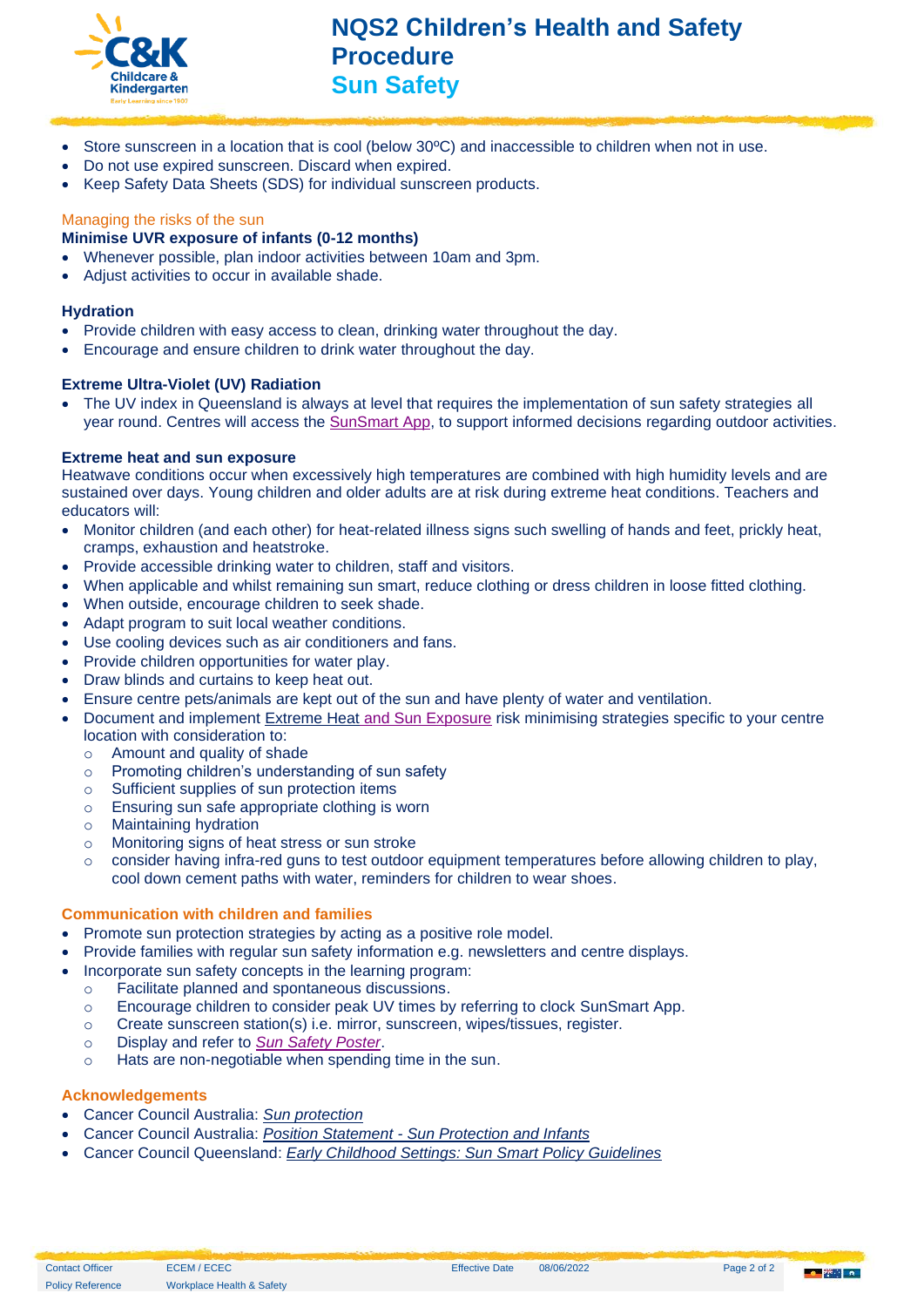- Store sunscreen in a location that is cool (below 30ºC) and inaccessible to children when not in use.
- Do not use expired sunscreen. Discard when expired.
- Keep Safety Data Sheets (SDS) for individual sunscreen products.

## Managing the risks of the sun

### Minimise UVR exposure of infants (0-12 months)

- Whenever possible, plan indoor activities between 10am and 3pm.
- Adjust activities to occur in available shade.

### Hydration

- Provide children with easy access to clean, drinking water throughout the day.
- Encourage and ensure children to drink water throughout the day.

### Extreme Ultra-Violet (UV) Radiation

- The UV index in Queensland is always at level that requires the implementation of sun safety strategies all year round. Centres will access the SunSmart App, to support informed decisions regarding outdoor activities.

### Extreme heat and sun exposure

Heatwave conditions occur when excessively high temperatures are combined with high humidity levels and are sustained over days. Young children and older adults are at risk during extreme heat conditions. Teachers and educators will:

- Monitor children (and each other) for heat-related illness signs such swelling of hands and feet, prickly heat, cramps, exhaustion and heatstroke.
- Provide accessible drinking water to children, staff and visitors.
- When applicable and whilst remaining sun smart, reduce clothing or dress children in loose fitted clothing.
- When outside, encourage children to seek shade.
- Adapt program to suit local weather conditions.
- Use cooling devices such as air conditioners and fans.
- Provide children opportunities for water play.
- Draw blinds and curtains to keep heat out.
- Ensure centre pets/animals are kept out of the sun and have plenty of water and ventilation.
- Document and implement Extreme Heat and Sun Exposure risk minimising strategies specific to your centre location with consideration to:
  - Amount and quality of shade
  - Promoting children's understanding of sun safety
  - Sufficient supplies of sun protection items
  - Ensuring sun safe appropriate clothing is worn
  - Maintaining hydration
  - Monitoring signs of heat stress or sun stroke
  - consider having infra-red guns to test outdoor equipment temperatures before allowing children to play, cool down cement paths with water, reminders for children to wear shoes.

## Communication with children and families

- Promote sun protection strategies by acting as a positive role model.
- Provide families with regular sun safety information e.g. newsletters and centre displays.
- Incorporate sun safety concepts in the learning program:
  - Facilitate planned and spontaneous discussions.
  - Encourage children to consider peak UV times by referring to clock SunSmart App.
  - Create sunscreen station(s) i.e. mirror, sunscreen, wipes/tissues, register.
  - Display and refer to *Sun Safety Poster*.
  - Hats are non-negotiable when spending time in the sun.

## Acknowledgements

- Cancer Council Australia: *Sun protection*
- Cancer Council Australia: *Position Statement - Sun Protection and Infants*
- Cancer Council Queensland: *Early Childhood Settings: Sun Smart Policy Guidelines*